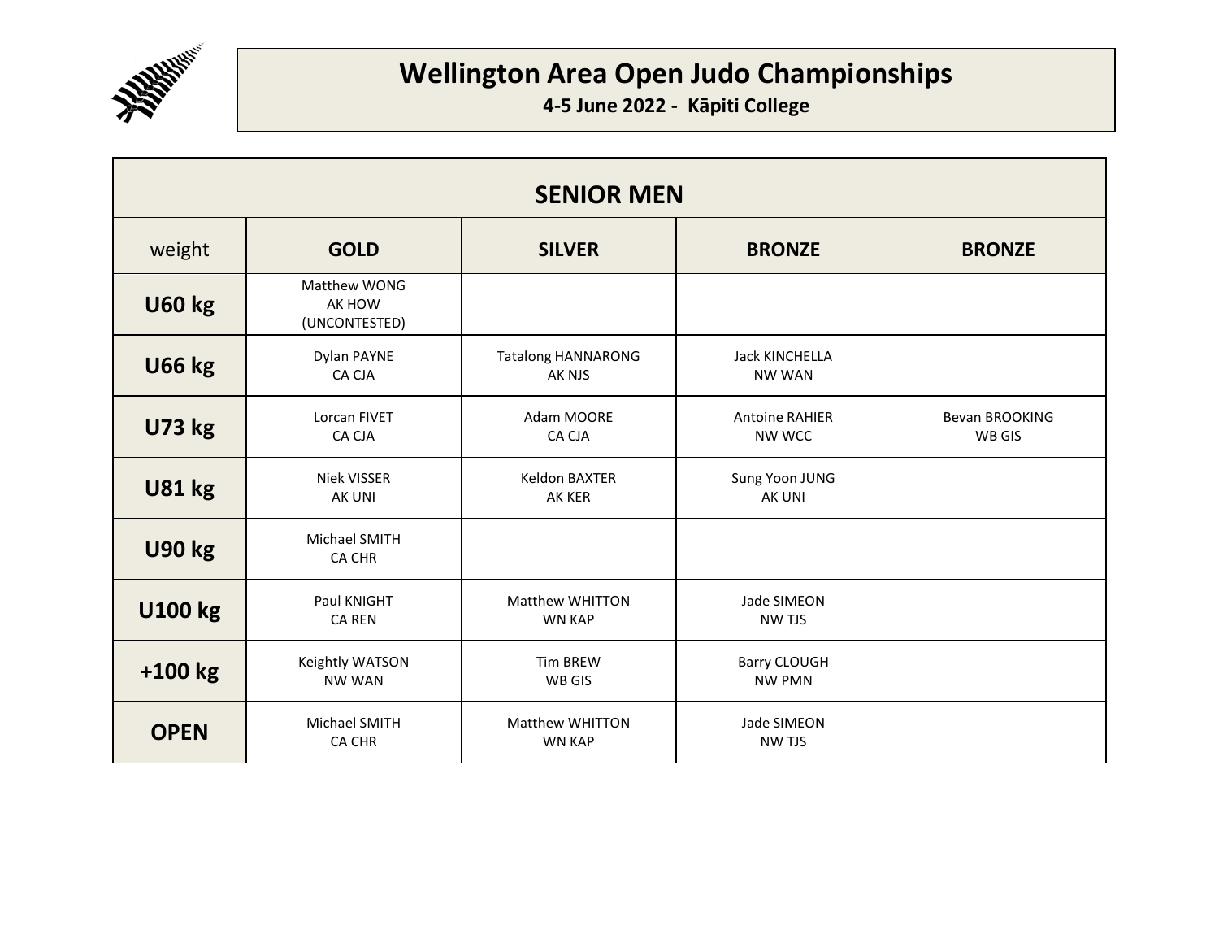# Wellington Area Open Judo Championships

**4-5 June 2022 - Kāpiti College**

## SENIOR MEN

| weight | GOLD | SILVER | BRONZE | BRONZE |
|---|---|---|---|---|
| **U60 kg** | Matthew WONG<br>AK HOW<br>(UNCONTESTED) | | | |
| **U66 kg** | Dylan PAYNE<br>CA CJA | Tatalong HANNARONG<br>AK NJS | Jack KINCHELLA<br>NW WAN | |
| **U73 kg** | Lorcan FIVET<br>CA CJA | Adam MOORE<br>CA CJA | Antoine RAHIER<br>NW WCC | Bevan BROOKING<br>WB GIS |
| **U81 kg** | Niek VISSER<br>AK UNI | Keldon BAXTER<br>AK KER | Sung Yoon JUNG<br>AK UNI | |
| **U90 kg** | Michael SMITH<br>CA CHR | | | |
| **U100 kg** | Paul KNIGHT<br>CA REN | Matthew WHITTON<br>WN KAP | Jade SIMEON<br>NW TJS | |
| **+100 kg** | Keightly WATSON<br>NW WAN | Tim BREW<br>WB GIS | Barry CLOUGH<br>NW PMN | |
| **OPEN** | Michael SMITH<br>CA CHR | Matthew WHITTON<br>WN KAP | Jade SIMEON<br>NW TJS | |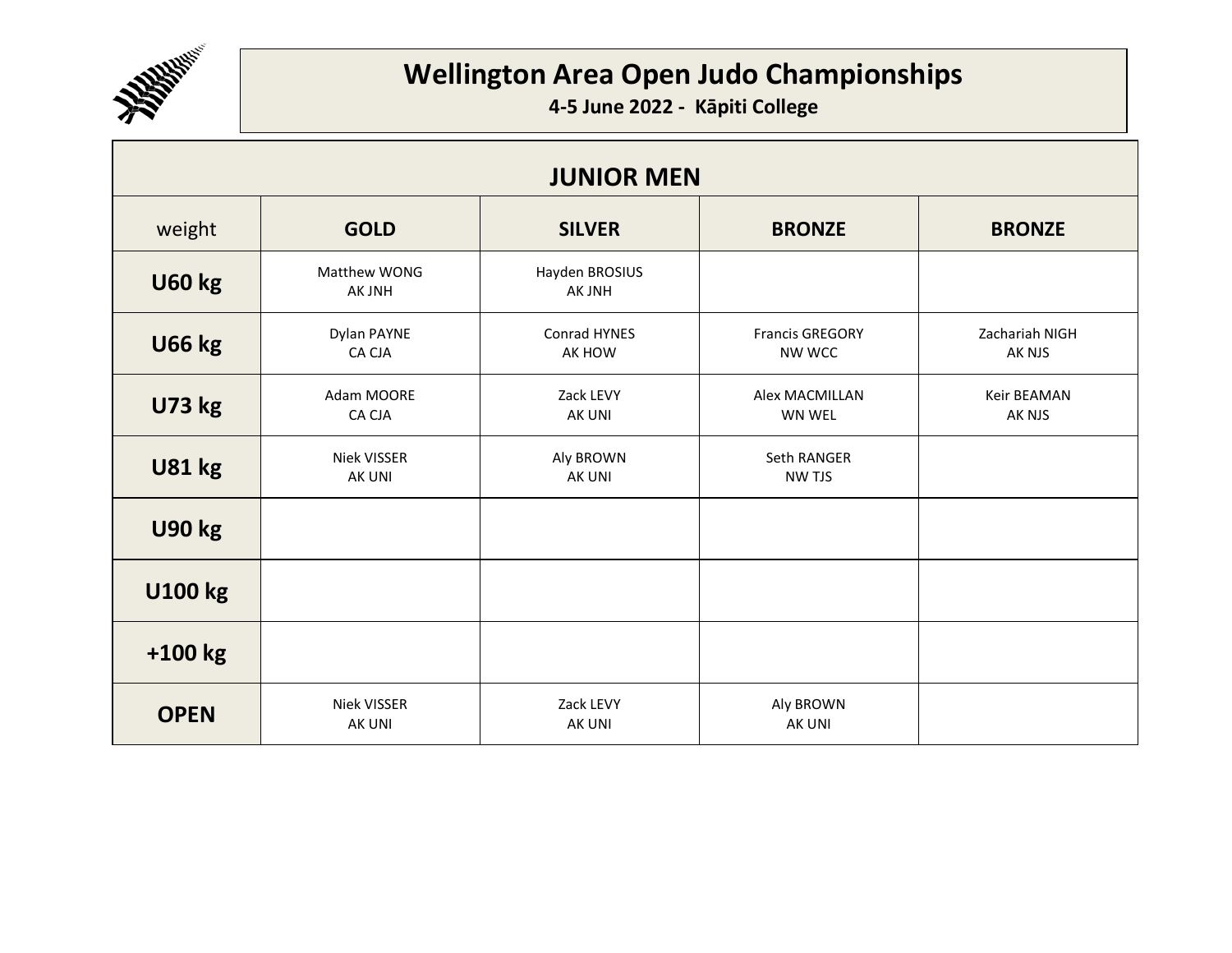# Wellington Area Open Judo Championships

**4-5 June 2022 - Kāpiti College**

| JUNIOR MEN | | | | |
|---|---|---|---|---|
| weight | **GOLD** | **SILVER** | **BRONZE** | **BRONZE** |
| **U60 kg** | Matthew WONG<br>AK JNH | Hayden BROSIUS<br>AK JNH | | |
| **U66 kg** | Dylan PAYNE<br>CA CJA | Conrad HYNES<br>AK HOW | Francis GREGORY<br>NW WCC | Zachariah NIGH<br>AK NJS |
| **U73 kg** | Adam MOORE<br>CA CJA | Zack LEVY<br>AK UNI | Alex MACMILLAN<br>WN WEL | Keir BEAMAN<br>AK NJS |
| **U81 kg** | Niek VISSER<br>AK UNI | Aly BROWN<br>AK UNI | Seth RANGER<br>NW TJS | |
| **U90 kg** | | | | |
| **U100 kg** | | | | |
| **+100 kg** | | | | |
| **OPEN** | Niek VISSER<br>AK UNI | Zack LEVY<br>AK UNI | Aly BROWN<br>AK UNI | |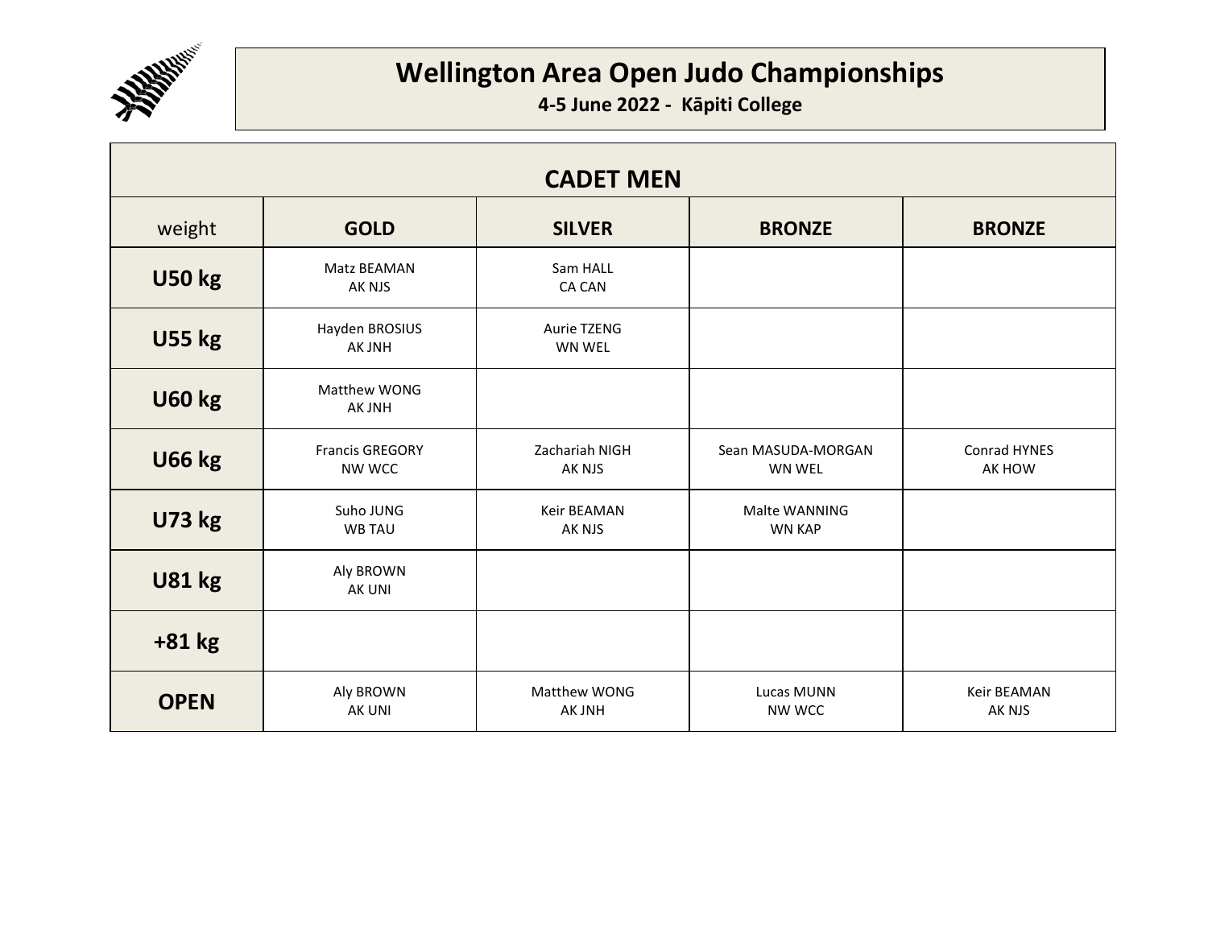# Wellington Area Open Judo Championships

**4-5 June 2022 - Kāpiti College**

## CADET MEN

| weight | GOLD | SILVER | BRONZE | BRONZE |
|---|---|---|---|---|
| **U50 kg** | Matz BEAMAN<br>AK NJS | Sam HALL<br>CA CAN | | |
| **U55 kg** | Hayden BROSIUS<br>AK JNH | Aurie TZENG<br>WN WEL | | |
| **U60 kg** | Matthew WONG<br>AK JNH | | | |
| **U66 kg** | Francis GREGORY<br>NW WCC | Zachariah NIGH<br>AK NJS | Sean MASUDA-MORGAN<br>WN WEL | Conrad HYNES<br>AK HOW |
| **U73 kg** | Suho JUNG<br>WB TAU | Keir BEAMAN<br>AK NJS | Malte WANNING<br>WN KAP | |
| **U81 kg** | Aly BROWN<br>AK UNI | | | |
| **+81 kg** | | | | |
| **OPEN** | Aly BROWN<br>AK UNI | Matthew WONG<br>AK JNH | Lucas MUNN<br>NW WCC | Keir BEAMAN<br>AK NJS |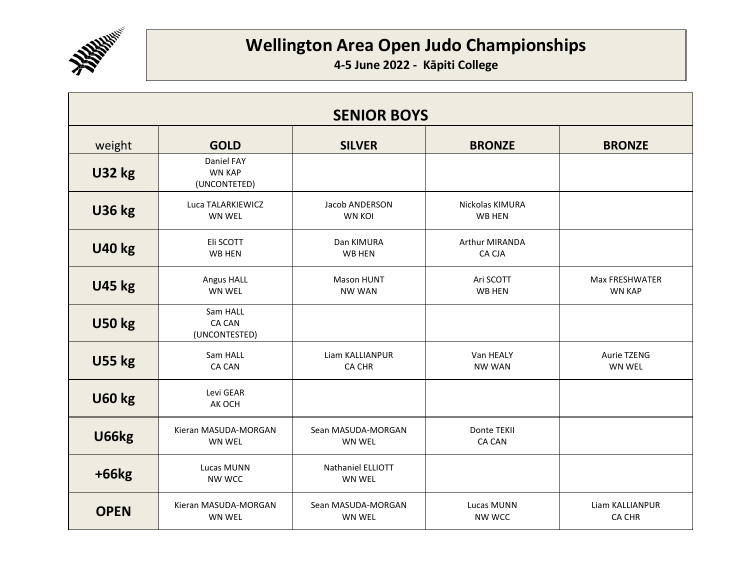# Wellington Area Open Judo Championships

**4-5 June 2022 - Kāpiti College**

| **SENIOR BOYS** | | | | |
|---|---|---|---|---|
| weight | **GOLD** | **SILVER** | **BRONZE** | **BRONZE** |
| **U32 kg** | Daniel FAY<br>WN KAP<br>(UNCONTETED) | | | |
| **U36 kg** | Luca TALARKIEWICZ<br>WN WEL | Jacob ANDERSON<br>WN KOI | Nickolas KIMURA<br>WB HEN | |
| **U40 kg** | Eli SCOTT<br>WB HEN | Dan KIMURA<br>WB HEN | Arthur MIRANDA<br>CA CJA | |
| **U45 kg** | Angus HALL<br>WN WEL | Mason HUNT<br>NW WAN | Ari SCOTT<br>WB HEN | Max FRESHWATER<br>WN KAP |
| **U50 kg** | Sam HALL<br>CA CAN<br>(UNCONTESTED) | | | |
| **U55 kg** | Sam HALL<br>CA CAN | Liam KALLIANPUR<br>CA CHR | Van HEALY<br>NW WAN | Aurie TZENG<br>WN WEL |
| **U60 kg** | Levi GEAR<br>AK OCH | | | |
| **U66kg** | Kieran MASUDA-MORGAN<br>WN WEL | Sean MASUDA-MORGAN<br>WN WEL | Donte TEKII<br>CA CAN | |
| **+66kg** | Lucas MUNN<br>NW WCC | Nathaniel ELLIOTT<br>WN WEL | | |
| **OPEN** | Kieran MASUDA-MORGAN<br>WN WEL | Sean MASUDA-MORGAN<br>WN WEL | Lucas MUNN<br>NW WCC | Liam KALLIANPUR<br>CA CHR |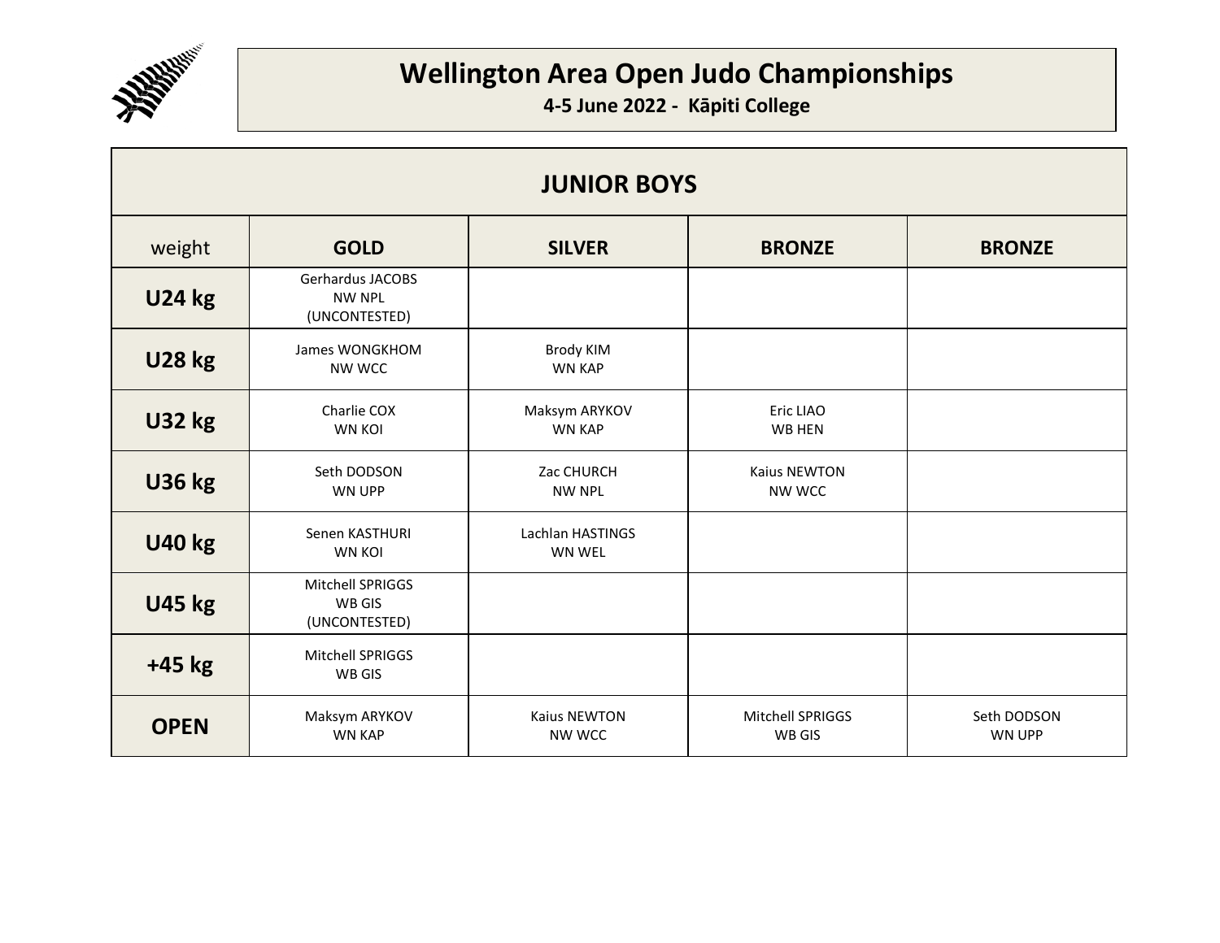# Wellington Area Open Judo Championships

**4-5 June 2022 - Kāpiti College**

| JUNIOR BOYS | | | | |
|---|---|---|---|---|
| weight | **GOLD** | **SILVER** | **BRONZE** | **BRONZE** |
| **U24 kg** | Gerhardus JACOBS<br>NW NPL<br>(UNCONTESTED) | | | |
| **U28 kg** | James WONGKHOM<br>NW WCC | Brody KIM<br>WN KAP | | |
| **U32 kg** | Charlie COX<br>WN KOI | Maksym ARYKOV<br>WN KAP | Eric LIAO<br>WB HEN | |
| **U36 kg** | Seth DODSON<br>WN UPP | Zac CHURCH<br>NW NPL | Kaius NEWTON<br>NW WCC | |
| **U40 kg** | Senen KASTHURI<br>WN KOI | Lachlan HASTINGS<br>WN WEL | | |
| **U45 kg** | Mitchell SPRIGGS<br>WB GIS<br>(UNCONTESTED) | | | |
| **+45 kg** | Mitchell SPRIGGS<br>WB GIS | | | |
| **OPEN** | Maksym ARYKOV<br>WN KAP | Kaius NEWTON<br>NW WCC | Mitchell SPRIGGS<br>WB GIS | Seth DODSON<br>WN UPP |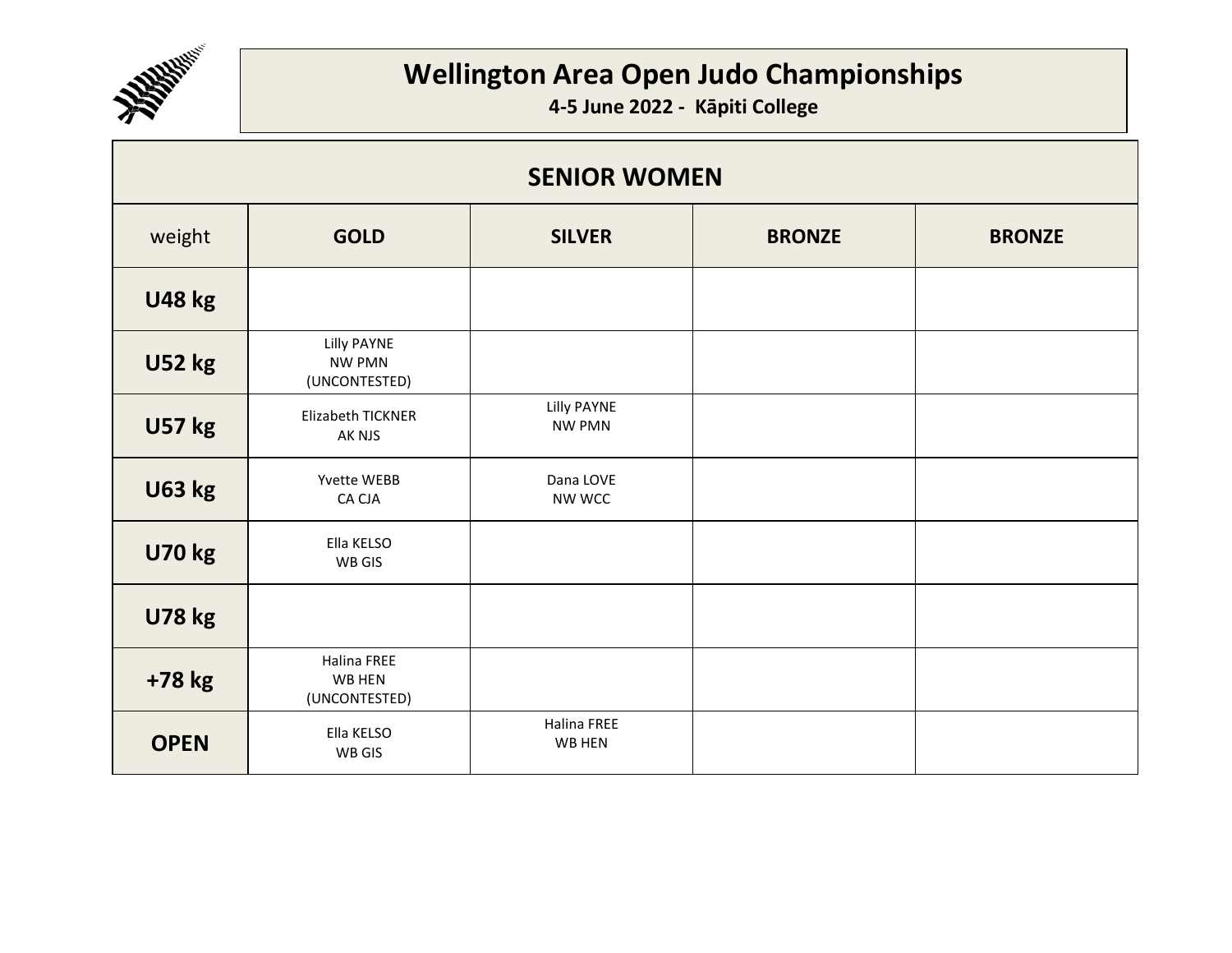# Wellington Area Open Judo Championships

**4-5 June 2022 - Kāpiti College**

## SENIOR WOMEN

| weight | GOLD | SILVER | BRONZE | BRONZE |
|---|---|---|---|---|
| **U48 kg** | | | | |
| **U52 kg** | Lilly PAYNE<br>NW PMN<br>(UNCONTESTED) | | | |
| **U57 kg** | Elizabeth TICKNER<br>AK NJS | Lilly PAYNE<br>NW PMN | | |
| **U63 kg** | Yvette WEBB<br>CA CJA | Dana LOVE<br>NW WCC | | |
| **U70 kg** | Ella KELSO<br>WB GIS | | | |
| **U78 kg** | | | | |
| **+78 kg** | Halina FREE<br>WB HEN<br>(UNCONTESTED) | | | |
| **OPEN** | Ella KELSO<br>WB GIS | Halina FREE<br>WB HEN | | |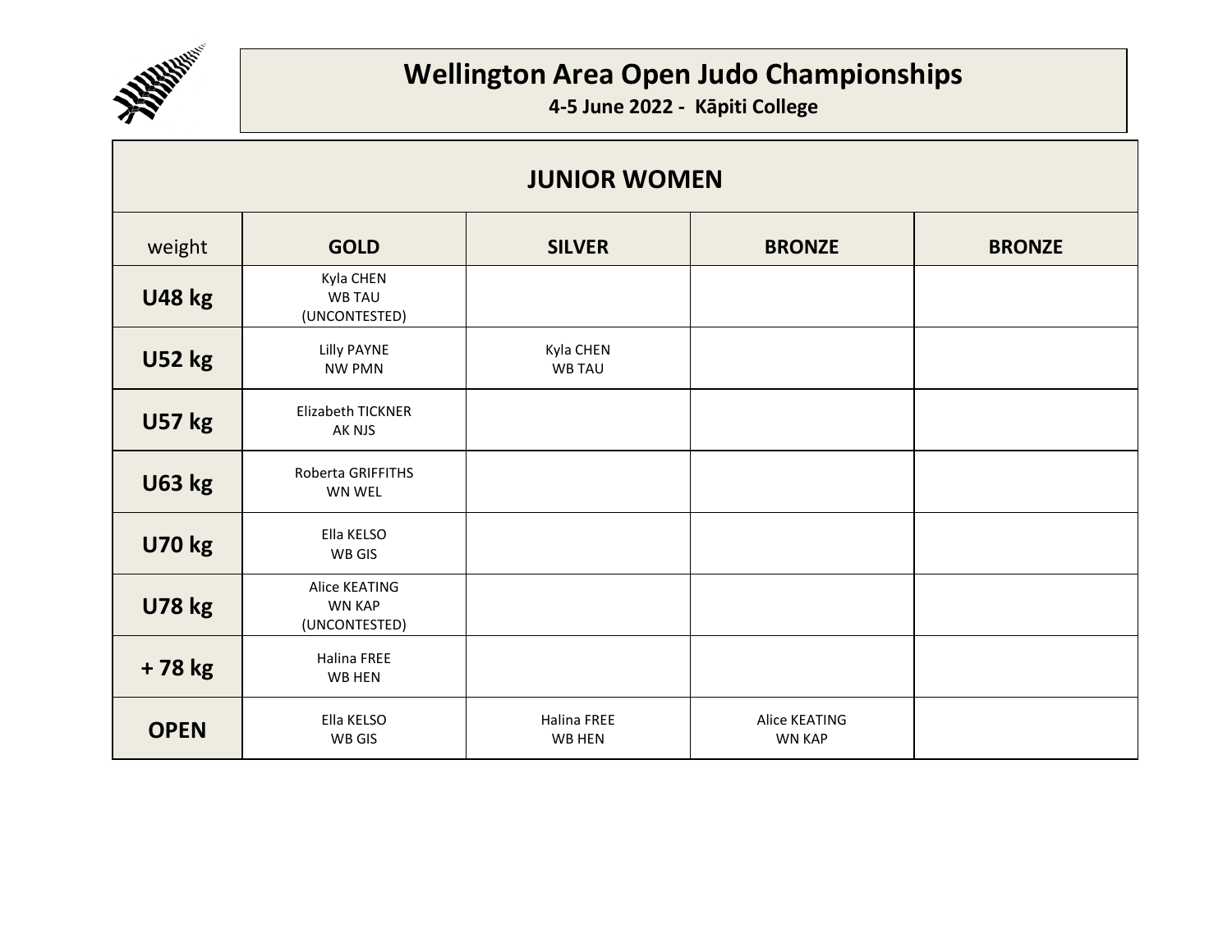# Wellington Area Open Judo Championships

**4-5 June 2022 - Kāpiti College**

## JUNIOR WOMEN

| weight | GOLD | SILVER | BRONZE | BRONZE |
|---|---|---|---|---|
| **U48 kg** | Kyla CHEN<br>WB TAU<br>(UNCONTESTED) | | | |
| **U52 kg** | Lilly PAYNE<br>NW PMN | Kyla CHEN<br>WB TAU | | |
| **U57 kg** | Elizabeth TICKNER<br>AK NJS | | | |
| **U63 kg** | Roberta GRIFFITHS<br>WN WEL | | | |
| **U70 kg** | Ella KELSO<br>WB GIS | | | |
| **U78 kg** | Alice KEATING<br>WN KAP<br>(UNCONTESTED) | | | |
| **+ 78 kg** | Halina FREE<br>WB HEN | | | |
| **OPEN** | Ella KELSO<br>WB GIS | Halina FREE<br>WB HEN | Alice KEATING<br>WN KAP | |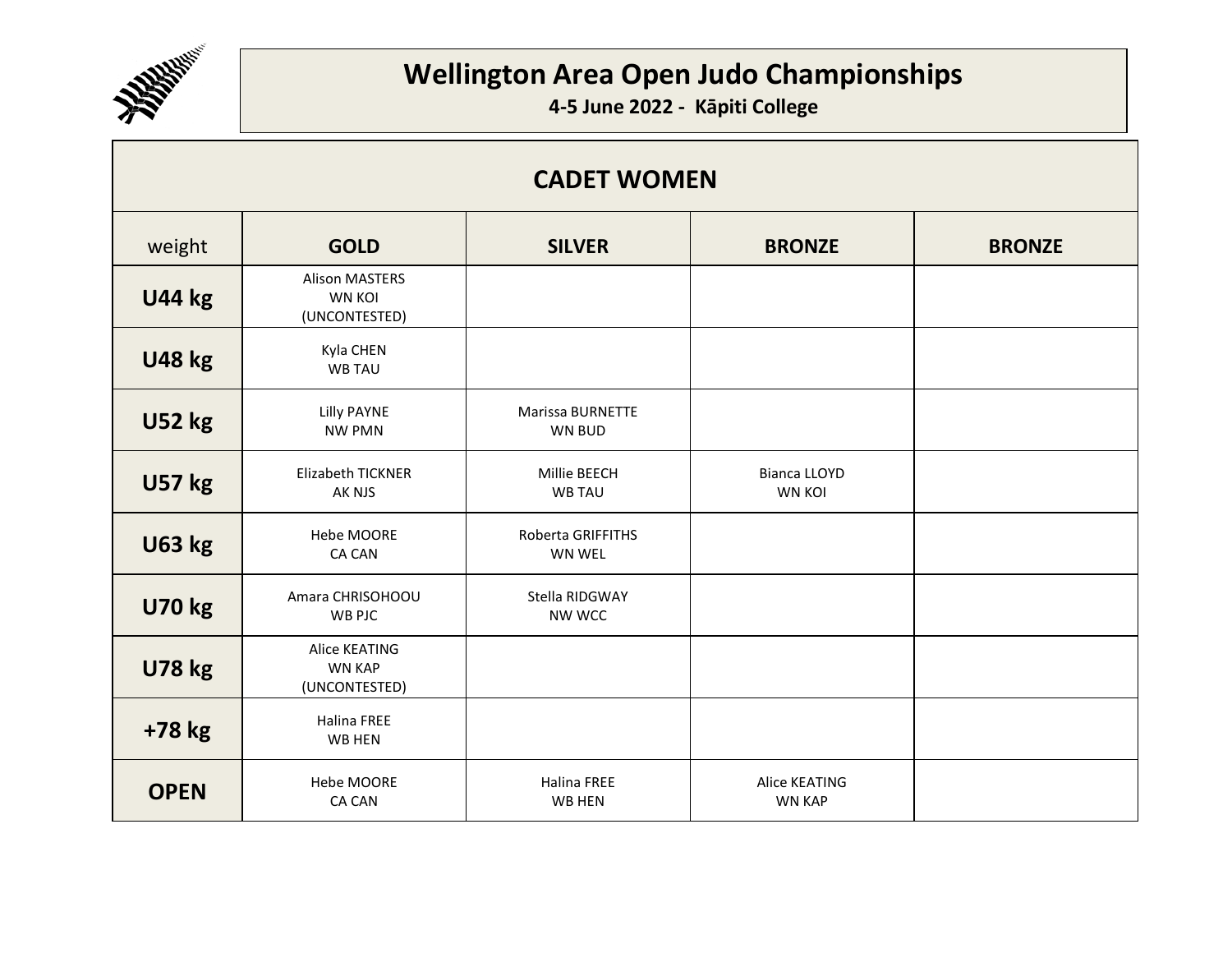# Wellington Area Open Judo Championships

**4-5 June 2022 - Kāpiti College**

## CADET WOMEN

| weight | GOLD | SILVER | BRONZE | BRONZE |
|---|---|---|---|---|
| **U44 kg** | Alison MASTERS WN KOI (UNCONTESTED) | | | |
| **U48 kg** | Kyla CHEN WB TAU | | | |
| **U52 kg** | Lilly PAYNE NW PMN | Marissa BURNETTE WN BUD | | |
| **U57 kg** | Elizabeth TICKNER AK NJS | Millie BEECH WB TAU | Bianca LLOYD WN KOI | |
| **U63 kg** | Hebe MOORE CA CAN | Roberta GRIFFITHS WN WEL | | |
| **U70 kg** | Amara CHRISOHOOU WB PJC | Stella RIDGWAY NW WCC | | |
| **U78 kg** | Alice KEATING WN KAP (UNCONTESTED) | | | |
| **+78 kg** | Halina FREE WB HEN | | | |
| **OPEN** | Hebe MOORE CA CAN | Halina FREE WB HEN | Alice KEATING WN KAP | |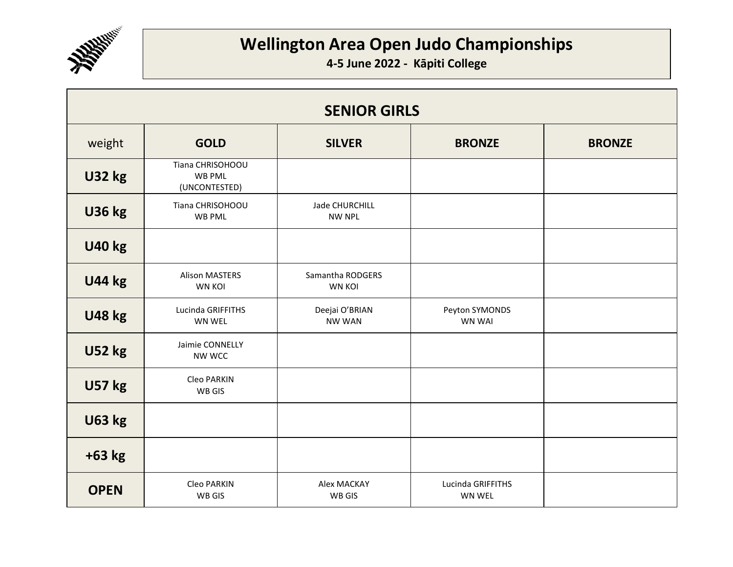# Wellington Area Open Judo Championships

**4-5 June 2022 - Kāpiti College**

| SENIOR GIRLS | | | | |
|---|---|---|---|---|
| weight | **GOLD** | **SILVER** | **BRONZE** | **BRONZE** |
| **U32 kg** | Tiana CHRISOHOOU WB PML (UNCONTESTED) | | | |
| **U36 kg** | Tiana CHRISOHOOU WB PML | Jade CHURCHILL NW NPL | | |
| **U40 kg** | | | | |
| **U44 kg** | Alison MASTERS WN KOI | Samantha RODGERS WN KOI | | |
| **U48 kg** | Lucinda GRIFFITHS WN WEL | Deejai O'BRIAN NW WAN | Peyton SYMONDS WN WAI | |
| **U52 kg** | Jaimie CONNELLY NW WCC | | | |
| **U57 kg** | Cleo PARKIN WB GIS | | | |
| **U63 kg** | | | | |
| **+63 kg** | | | | |
| **OPEN** | Cleo PARKIN WB GIS | Alex MACKAY WB GIS | Lucinda GRIFFITHS WN WEL | |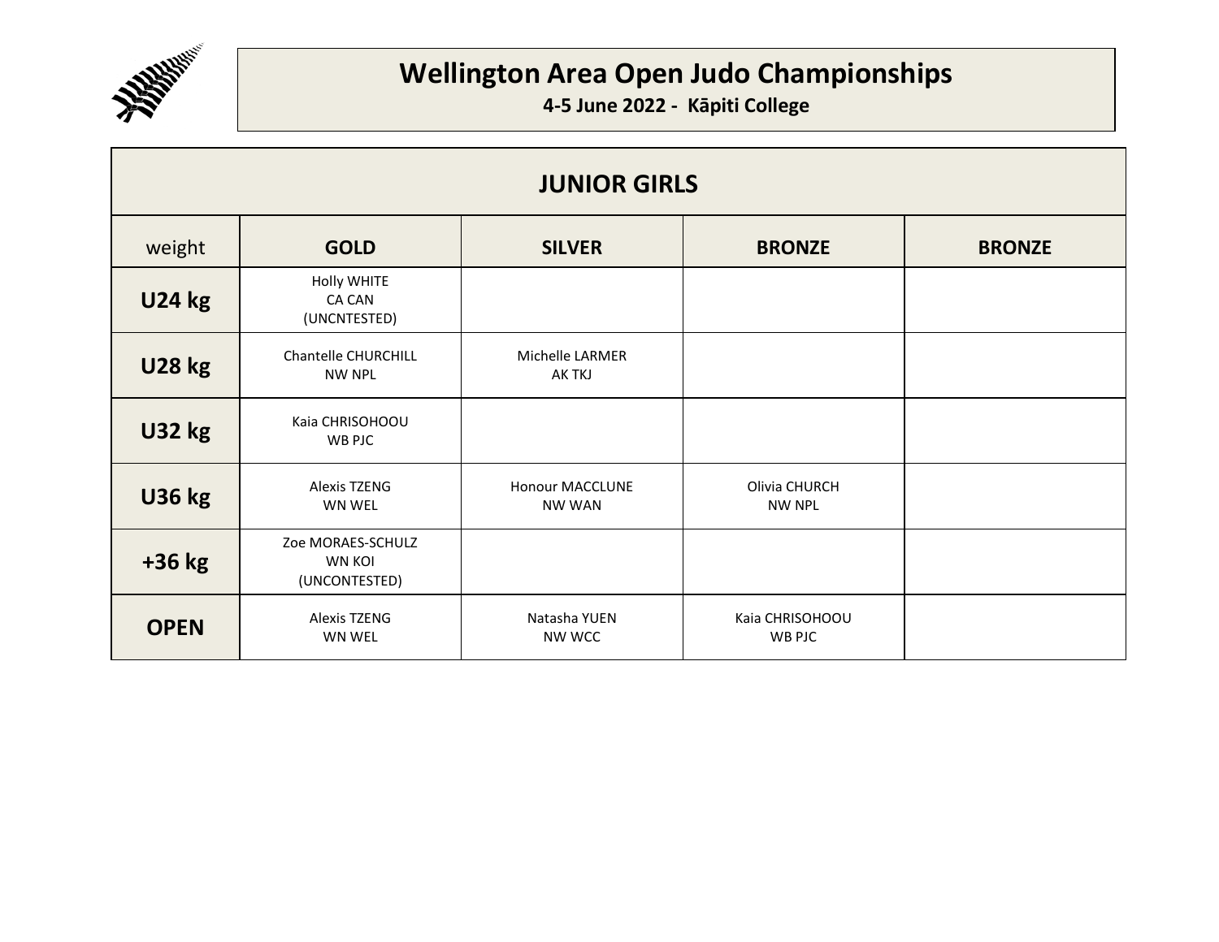# Wellington Area Open Judo Championships

**4-5 June 2022 - Kāpiti College**

## JUNIOR GIRLS

| weight | GOLD | SILVER | BRONZE | BRONZE |
|---|---|---|---|---|
| **U24 kg** | Holly WHITE<br>CA CAN<br>(UNCNTESTED) | | | |
| **U28 kg** | Chantelle CHURCHILL<br>NW NPL | Michelle LARMER<br>AK TKJ | | |
| **U32 kg** | Kaia CHRISOHOOU<br>WB PJC | | | |
| **U36 kg** | Alexis TZENG<br>WN WEL | Honour MACCLUNE<br>NW WAN | Olivia CHURCH<br>NW NPL | |
| **+36 kg** | Zoe MORAES-SCHULZ<br>WN KOI<br>(UNCONTESTED) | | | |
| **OPEN** | Alexis TZENG<br>WN WEL | Natasha YUEN<br>NW WCC | Kaia CHRISOHOOU<br>WB PJC | |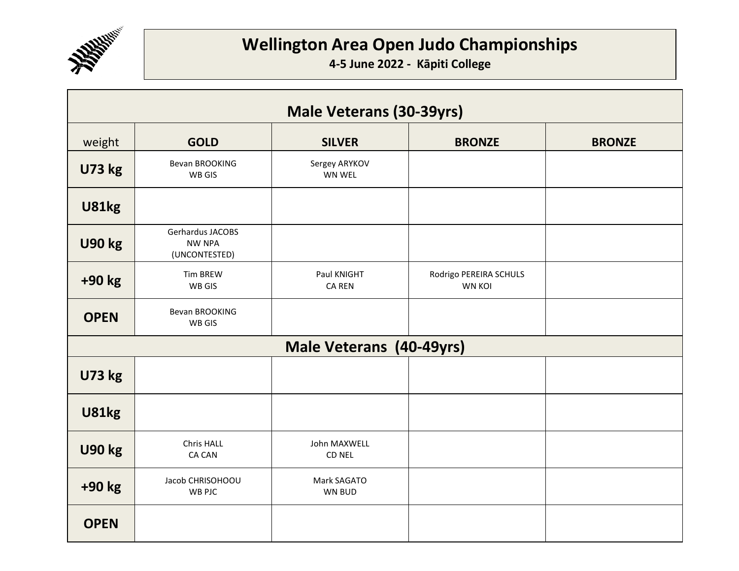# Wellington Area Open Judo Championships

**4-5 June 2022 - Kāpiti College**

| Male Veterans (30-39yrs) | | | | |
|---|---|---|---|---|
| weight | **GOLD** | **SILVER** | **BRONZE** | **BRONZE** |
| **U73 kg** | Bevan BROOKING<br>WB GIS | Sergey ARYKOV<br>WN WEL | | |
| **U81kg** | | | | |
| **U90 kg** | Gerhardus JACOBS<br>NW NPA<br>(UNCONTESTED) | | | |
| **+90 kg** | Tim BREW<br>WB GIS | Paul KNIGHT<br>CA REN | Rodrigo PEREIRA SCHULS<br>WN KOI | |
| **OPEN** | Bevan BROOKING<br>WB GIS | | | |
| **Male Veterans (40-49yrs)** | | | | |
| **U73 kg** | | | | |
| **U81kg** | | | | |
| **U90 kg** | Chris HALL<br>CA CAN | John MAXWELL<br>CD NEL | | |
| **+90 kg** | Jacob CHRISOHOOU<br>WB PJC | Mark SAGATO<br>WN BUD | | |
| **OPEN** | | | | |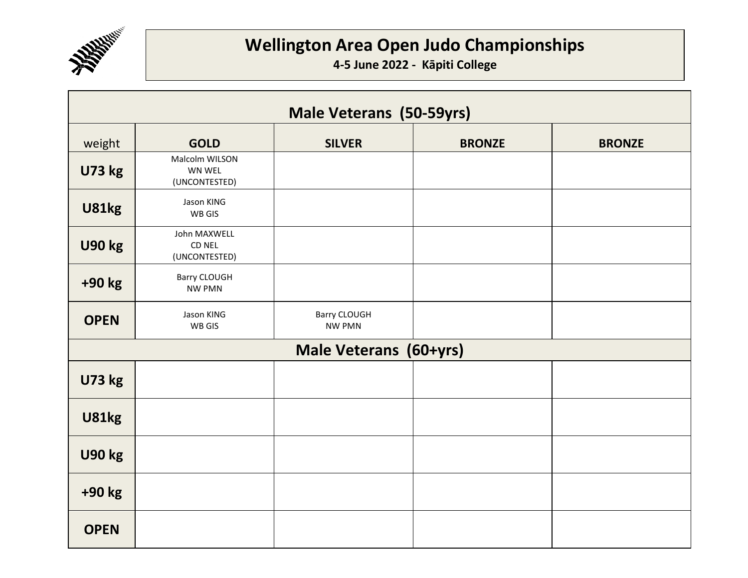# Wellington Area Open Judo Championships

**4-5 June 2022 - Kāpiti College**

| Male Veterans (50-59yrs) | | | | |
|---|---|---|---|---|
| weight | **GOLD** | **SILVER** | **BRONZE** | **BRONZE** |
| **U73 kg** | Malcolm WILSON<br>WN WEL<br>(UNCONTESTED) | | | |
| **U81kg** | Jason KING<br>WB GIS | | | |
| **U90 kg** | John MAXWELL<br>CD NEL<br>(UNCONTESTED) | | | |
| **+90 kg** | Barry CLOUGH<br>NW PMN | | | |
| **OPEN** | Jason KING<br>WB GIS | Barry CLOUGH<br>NW PMN | | |
| **Male Veterans (60+yrs)** | | | | |
| **U73 kg** | | | | |
| **U81kg** | | | | |
| **U90 kg** | | | | |
| **+90 kg** | | | | |
| **OPEN** | | | | |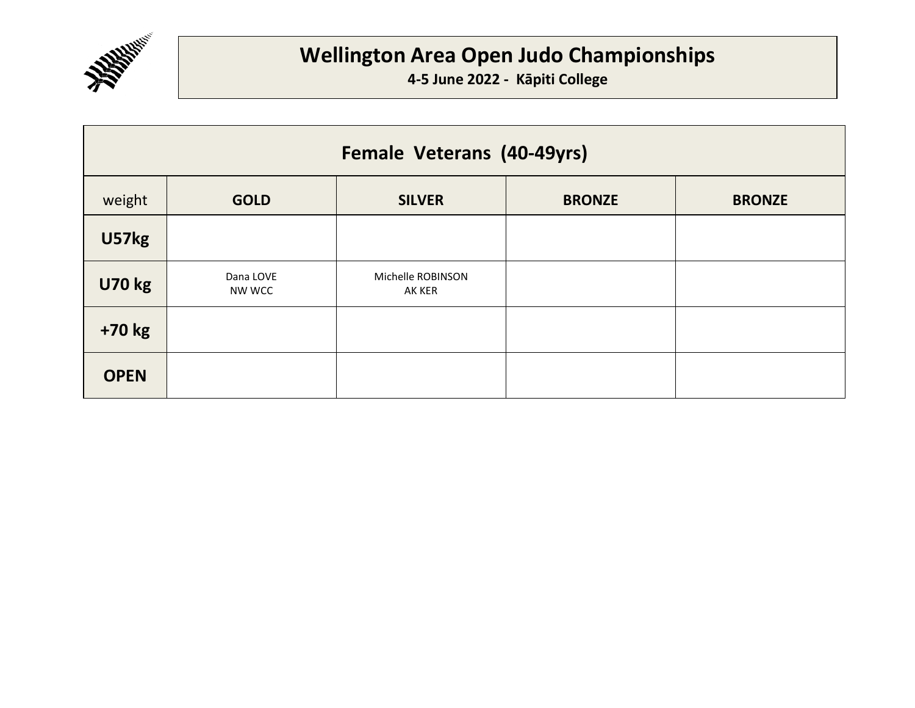# Wellington Area Open Judo Championships

**4-5 June 2022 - Kāpiti College**

| Female Veterans (40-49yrs) | | | | |
|---|---|---|---|---|
| weight | **GOLD** | **SILVER** | **BRONZE** | **BRONZE** |
| **U57kg** | | | | |
| **U70 kg** | Dana LOVE<br>NW WCC | Michelle ROBINSON<br>AK KER | | |
| **+70 kg** | | | | |
| **OPEN** | | | | |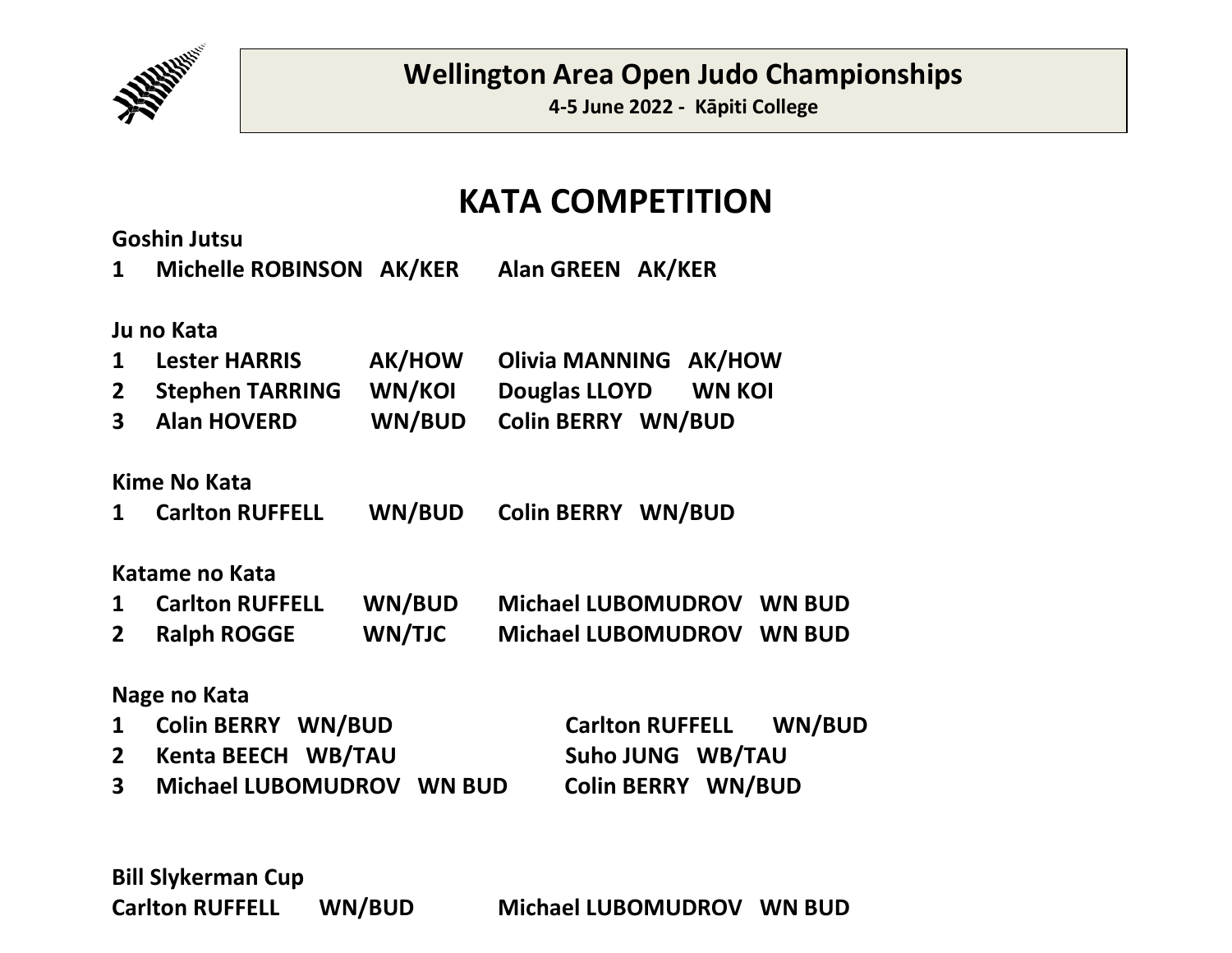# Wellington Area Open Judo Championships

**4-5 June 2022 - Kāpiti College**

## KATA COMPETITION

**Goshin Jutsu**

| | | | | |
|---|---|---|---|---|
| 1 | Michelle ROBINSON | AK/KER | Alan GREEN | AK/KER |

**Ju no Kata**

| | | | | |
|---|---|---|---|---|
| 1 | Lester HARRIS | AK/HOW | Olivia MANNING | AK/HOW |
| 2 | Stephen TARRING | WN/KOI | Douglas LLOYD | WN KOI |
| 3 | Alan HOVERD | WN/BUD | Colin BERRY | WN/BUD |

**Kime No Kata**

| | | | | |
|---|---|---|---|---|
| 1 | Carlton RUFFELL | WN/BUD | Colin BERRY | WN/BUD |

**Katame no Kata**

| | | | | |
|---|---|---|---|---|
| 1 | Carlton RUFFELL | WN/BUD | Michael LUBOMUDROV | WN BUD |
| 2 | Ralph ROGGE | WN/TJC | Michael LUBOMUDROV | WN BUD |

**Nage no Kata**

| | | | | |
|---|---|---|---|---|
| 1 | Colin BERRY | WN/BUD | Carlton RUFFELL | WN/BUD |
| 2 | Kenta BEECH | WB/TAU | Suho JUNG | WB/TAU |
| 3 | Michael LUBOMUDROV | WN BUD | Colin BERRY | WN/BUD |

**Bill Slykerman Cup**

| | | | |
|---|---|---|---|
| Carlton RUFFELL | WN/BUD | Michael LUBOMUDROV | WN BUD |